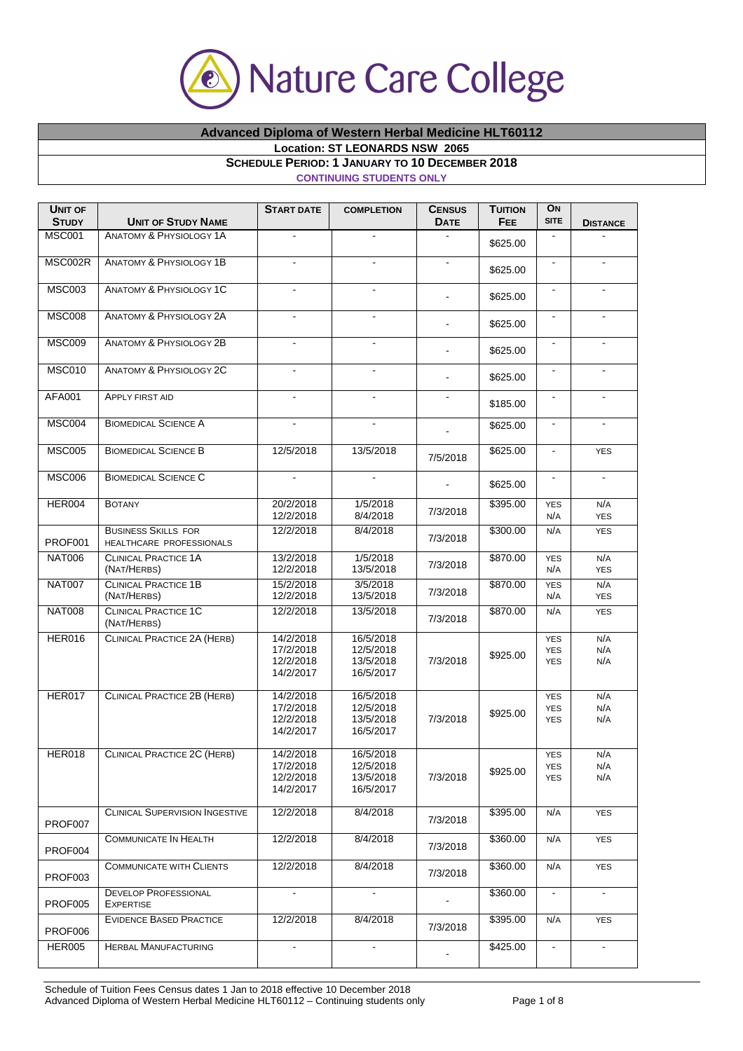# Nature Care College

## Advanced Diploma of Western Herbal Medicine HLT60112

**Location: ST LEONARDS NSW 2065**

**SCHEDULE PERIOD: 1 JANUARY TO 10 DECEMBER 2018**

**CONTINUING STUDENTS ONLY**

| UNIT OF STUDY | UNIT OF STUDY NAME | START DATE | COMPLETION | CENSUS DATE | TUITION FEE | ON SITE | DISTANCE |
|---|---|---|---|---|---|---|---|
| MSC001 | ANATOMY & PHYSIOLOGY 1A | - | - | - | $625.00 | - | - |
| MSC002R | ANATOMY & PHYSIOLOGY 1B | - | - | - | $625.00 | - | - |
| MSC003 | ANATOMY & PHYSIOLOGY 1C | - | - | - | $625.00 | - | - |
| MSC008 | ANATOMY & PHYSIOLOGY 2A | - | - | - | $625.00 | - | - |
| MSC009 | ANATOMY & PHYSIOLOGY 2B | - | - | - | $625.00 | - | - |
| MSC010 | ANATOMY & PHYSIOLOGY 2C | - | - | - | $625.00 | - | - |
| AFA001 | APPLY FIRST AID | - | - | - | $185.00 | - | - |
| MSC004 | BIOMEDICAL SCIENCE A | - | - | - | $625.00 | - | - |
| MSC005 | BIOMEDICAL SCIENCE B | 12/5/2018 | 13/5/2018 | 7/5/2018 | $625.00 | - | YES |
| MSC006 | BIOMEDICAL SCIENCE C | - | - | - | $625.00 | - | - |
| HER004 | BOTANY | 20/2/2018<br>12/2/2018 | 1/5/2018<br>8/4/2018 | 7/3/2018 | $395.00 | YES<br>N/A | N/A<br>YES |
| PROF001 | BUSINESS SKILLS FOR HEALTHCARE PROFESSIONALS | 12/2/2018 | 8/4/2018 | 7/3/2018 | $300.00 | N/A | YES |
| NAT006 | CLINICAL PRACTICE 1A (NAT/HERBS) | 13/2/2018<br>12/2/2018 | 1/5/2018<br>13/5/2018 | 7/3/2018 | $870.00 | YES<br>N/A | N/A<br>YES |
| NAT007 | CLINICAL PRACTICE 1B (NAT/HERBS) | 15/2/2018<br>12/2/2018 | 3/5/2018<br>13/5/2018 | 7/3/2018 | $870.00 | YES<br>N/A | N/A<br>YES |
| NAT008 | CLINICAL PRACTICE 1C (NAT/HERBS) | 12/2/2018 | 13/5/2018 | 7/3/2018 | $870.00 | N/A | YES |
| HER016 | CLINICAL PRACTICE 2A (HERB) | 14/2/2018<br>17/2/2018<br>12/2/2018<br>14/2/2017 | 16/5/2018<br>12/5/2018<br>13/5/2018<br>16/5/2017 | 7/3/2018 | $925.00 | YES<br>YES<br>YES | N/A<br>N/A<br>N/A |
| HER017 | CLINICAL PRACTICE 2B (HERB) | 14/2/2018<br>17/2/2018<br>12/2/2018<br>14/2/2017 | 16/5/2018<br>12/5/2018<br>13/5/2018<br>16/5/2017 | 7/3/2018 | $925.00 | YES<br>YES<br>YES | N/A<br>N/A<br>N/A |
| HER018 | CLINICAL PRACTICE 2C (HERB) | 14/2/2018<br>17/2/2018<br>12/2/2018<br>14/2/2017 | 16/5/2018<br>12/5/2018<br>13/5/2018<br>16/5/2017 | 7/3/2018 | $925.00 | YES<br>YES<br>YES | N/A<br>N/A<br>N/A |
| PROF007 | CLINICAL SUPERVISION INGESTIVE | 12/2/2018 | 8/4/2018 | 7/3/2018 | $395.00 | N/A | YES |
| PROF004 | COMMUNICATE IN HEALTH | 12/2/2018 | 8/4/2018 | 7/3/2018 | $360.00 | N/A | YES |
| PROF003 | COMMUNICATE WITH CLIENTS | 12/2/2018 | 8/4/2018 | 7/3/2018 | $360.00 | N/A | YES |
| PROF005 | DEVELOP PROFESSIONAL EXPERTISE | - | - | - | $360.00 | - | - |
| PROF006 | EVIDENCE BASED PRACTICE | 12/2/2018 | 8/4/2018 | 7/3/2018 | $395.00 | N/A | YES |
| HER005 | HERBAL MANUFACTURING | - | - | - | $425.00 | - | - |

Schedule of Tuition Fees Census dates 1 Jan to 2018 effective 10 December 2018
Advanced Diploma of Western Herbal Medicine HLT60112 – Continuing students only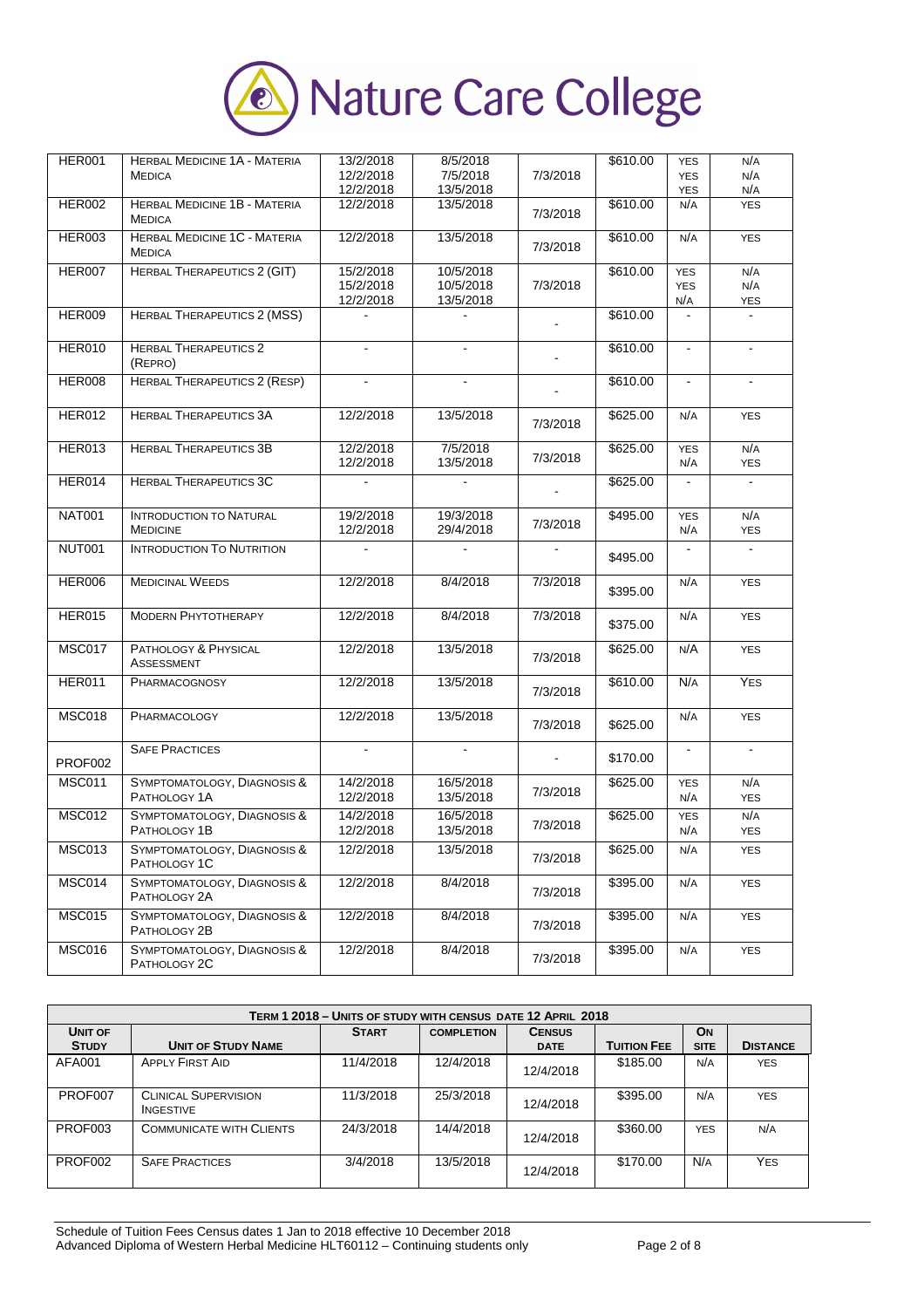# Nature Care College

| Unit of Study | Unit of Study Name | Start | Completion | Census Date | Tuition Fee | On Site | Distance |
|---|---|---|---|---|---|---|---|
| HER001 | Herbal Medicine 1A - Materia Medica | 13/2/2018<br>12/2/2018<br>12/2/2018 | 8/5/2018<br>7/5/2018<br>13/5/2018 | 7/3/2018 | $610.00 | YES<br>YES<br>YES | N/A<br>N/A<br>N/A |
| HER002 | Herbal Medicine 1B - Materia Medica | 12/2/2018 | 13/5/2018 | 7/3/2018 | $610.00 | N/A | YES |
| HER003 | Herbal Medicine 1C - Materia Medica | 12/2/2018 | 13/5/2018 | 7/3/2018 | $610.00 | N/A | YES |
| HER007 | Herbal Therapeutics 2 (GIT) | 15/2/2018<br>15/2/2018<br>12/2/2018 | 10/5/2018<br>10/5/2018<br>13/5/2018 | 7/3/2018 | $610.00 | YES<br>YES<br>N/A | N/A<br>N/A<br>YES |
| HER009 | Herbal Therapeutics 2 (MSS) | - | - | - | $610.00 | - | - |
| HER010 | Herbal Therapeutics 2 (Repro) | - | - | - | $610.00 | - | - |
| HER008 | Herbal Therapeutics 2 (Resp) | - | - | - | $610.00 | - | - |
| HER012 | Herbal Therapeutics 3A | 12/2/2018 | 13/5/2018 | 7/3/2018 | $625.00 | N/A | YES |
| HER013 | Herbal Therapeutics 3B | 12/2/2018<br>12/2/2018 | 7/5/2018<br>13/5/2018 | 7/3/2018 | $625.00 | YES<br>N/A | N/A<br>YES |
| HER014 | Herbal Therapeutics 3C | - | - | - | $625.00 | - | - |
| NAT001 | Introduction to Natural Medicine | 19/2/2018<br>12/2/2018 | 19/3/2018<br>29/4/2018 | 7/3/2018 | $495.00 | YES<br>N/A | N/A<br>YES |
| NUT001 | Introduction To Nutrition | - | - | - | $495.00 | - | - |
| HER006 | Medicinal Weeds | 12/2/2018 | 8/4/2018 | 7/3/2018 | $395.00 | N/A | YES |
| HER015 | Modern Phytotherapy | 12/2/2018 | 8/4/2018 | 7/3/2018 | $375.00 | N/A | YES |
| MSC017 | Pathology & Physical Assessment | 12/2/2018 | 13/5/2018 | 7/3/2018 | $625.00 | N/A | YES |
| HER011 | Pharmacognosy | 12/2/2018 | 13/5/2018 | 7/3/2018 | $610.00 | N/A | YES |
| MSC018 | Pharmacology | 12/2/2018 | 13/5/2018 | 7/3/2018 | $625.00 | N/A | YES |
| PROF002 | Safe Practices | - | - | - | $170.00 | - | - |
| MSC011 | Symptomatology, Diagnosis & Pathology 1A | 14/2/2018<br>12/2/2018 | 16/5/2018<br>13/5/2018 | 7/3/2018 | $625.00 | YES<br>N/A | N/A<br>YES |
| MSC012 | Symptomatology, Diagnosis & Pathology 1B | 14/2/2018<br>12/2/2018 | 16/5/2018<br>13/5/2018 | 7/3/2018 | $625.00 | YES<br>N/A | N/A<br>YES |
| MSC013 | Symptomatology, Diagnosis & Pathology 1C | 12/2/2018 | 13/5/2018 | 7/3/2018 | $625.00 | N/A | YES |
| MSC014 | Symptomatology, Diagnosis & Pathology 2A | 12/2/2018 | 8/4/2018 | 7/3/2018 | $395.00 | N/A | YES |
| MSC015 | Symptomatology, Diagnosis & Pathology 2B | 12/2/2018 | 8/4/2018 | 7/3/2018 | $395.00 | N/A | YES |
| MSC016 | Symptomatology, Diagnosis & Pathology 2C | 12/2/2018 | 8/4/2018 | 7/3/2018 | $395.00 | N/A | YES |

| Term 1 2018 – Units of Study with Census Date 12 April 2018 | | | | | | | |
|---|---|---|---|---|---|---|---|
| **Unit of Study** | **Unit of Study Name** | **Start** | **Completion** | **Census Date** | **Tuition Fee** | **On Site** | **Distance** |
| AFA001 | Apply First Aid | 11/4/2018 | 12/4/2018 | 12/4/2018 | $185.00 | N/A | YES |
| PROF007 | Clinical Supervision Ingestive | 11/3/2018 | 25/3/2018 | 12/4/2018 | $395.00 | N/A | YES |
| PROF003 | Communicate with Clients | 24/3/2018 | 14/4/2018 | 12/4/2018 | $360.00 | YES | N/A |
| PROF002 | Safe Practices | 3/4/2018 | 13/5/2018 | 12/4/2018 | $170.00 | N/A | YES |

Schedule of Tuition Fees Census dates 1 Jan to 2018 effective 10 December 2018
Advanced Diploma of Western Herbal Medicine HLT60112 – Continuing students only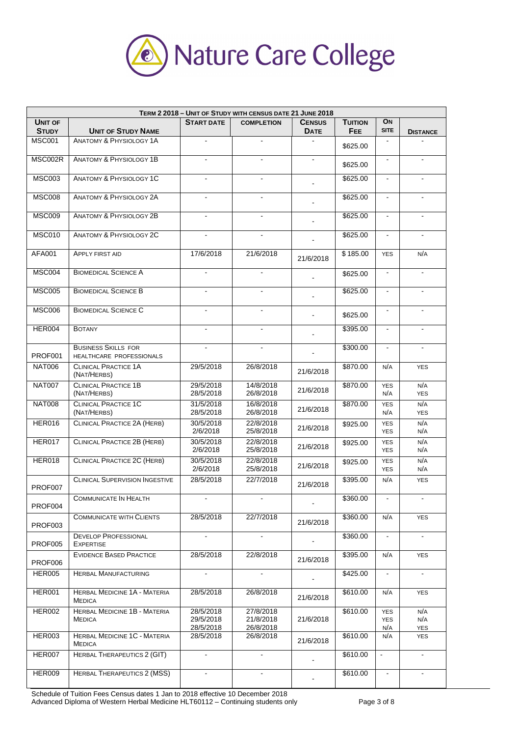# Nature Care College

| TERM 2 2018 – UNIT OF STUDY WITH CENSUS DATE 21 JUNE 2018 | | | | | | | |
|---|---|---|---|---|---|---|---|
| UNIT OF STUDY | UNIT OF STUDY NAME | START DATE | COMPLETION | CENSUS DATE | TUITION FEE | ON SITE | DISTANCE |
| MSC001 | ANATOMY & PHYSIOLOGY 1A | - | - | - | $625.00 | - | - |
| MSC002R | ANATOMY & PHYSIOLOGY 1B | - | - | - | $625.00 | - | - |
| MSC003 | ANATOMY & PHYSIOLOGY 1C | - | - | - | $625.00 | - | - |
| MSC008 | ANATOMY & PHYSIOLOGY 2A | - | - | - | $625.00 | - | - |
| MSC009 | ANATOMY & PHYSIOLOGY 2B | - | - | - | $625.00 | - | - |
| MSC010 | ANATOMY & PHYSIOLOGY 2C | - | - | - | $625.00 | - | - |
| AFA001 | APPLY FIRST AID | 17/6/2018 | 21/6/2018 | 21/6/2018 | $ 185.00 | YES | N/A |
| MSC004 | BIOMEDICAL SCIENCE A | - | - | - | $625.00 | - | - |
| MSC005 | BIOMEDICAL SCIENCE B | - | - | - | $625.00 | - | - |
| MSC006 | BIOMEDICAL SCIENCE C | - | - | - | $625.00 | - | - |
| HER004 | BOTANY | - | - | - | $395.00 | - | - |
| PROF001 | BUSINESS SKILLS FOR HEALTHCARE PROFESSIONALS | - | - | - | $300.00 | - | - |
| NAT006 | CLINICAL PRACTICE 1A (NAT/HERBS) | 29/5/2018 | 26/8/2018 | 21/6/2018 | $870.00 | N/A | YES |
| NAT007 | CLINICAL PRACTICE 1B (NAT/HERBS) | 29/5/2018<br>28/5/2018 | 14/8/2018<br>26/8/2018 | 21/6/2018 | $870.00 | YES<br>N/A | N/A<br>YES |
| NAT008 | CLINICAL PRACTICE 1C (NAT/HERBS) | 31/5/2018<br>28/5/2018 | 16/8/2018<br>26/8/2018 | 21/6/2018 | $870.00 | YES<br>N/A | N/A<br>YES |
| HER016 | CLINICAL PRACTICE 2A (HERB) | 30/5/2018<br>2/6/2018 | 22/8/2018<br>25/8/2018 | 21/6/2018 | $925.00 | YES<br>YES | N/A<br>N/A |
| HER017 | CLINICAL PRACTICE 2B (HERB) | 30/5/2018<br>2/6/2018 | 22/8/2018<br>25/8/2018 | 21/6/2018 | $925.00 | YES<br>YES | N/A<br>N/A |
| HER018 | CLINICAL PRACTICE 2C (HERB) | 30/5/2018<br>2/6/2018 | 22/8/2018<br>25/8/2018 | 21/6/2018 | $925.00 | YES<br>YES | N/A<br>N/A |
| PROF007 | CLINICAL SUPERVISION INGESTIVE | 28/5/2018 | 22/7/2018 | 21/6/2018 | $395.00 | N/A | YES |
| PROF004 | COMMUNICATE IN HEALTH | - | - | - | $360.00 | - | - |
| PROF003 | COMMUNICATE WITH CLIENTS | 28/5/2018 | 22/7/2018 | 21/6/2018 | $360.00 | N/A | YES |
| PROF005 | DEVELOP PROFESSIONAL EXPERTISE | - | - | - | $360.00 | - | - |
| PROF006 | EVIDENCE BASED PRACTICE | 28/5/2018 | 22/8/2018 | 21/6/2018 | $395.00 | N/A | YES |
| HER005 | HERBAL MANUFACTURING | - | - | - | $425.00 | - | - |
| HER001 | HERBAL MEDICINE 1A - MATERIA MEDICA | 28/5/2018 | 26/8/2018 | 21/6/2018 | $610.00 | N/A | YES |
| HER002 | HERBAL MEDICINE 1B - MATERIA MEDICA | 28/5/2018<br>29/5/2018<br>28/5/2018 | 27/8/2018<br>21/8/2018<br>26/8/2018 | 21/6/2018 | $610.00 | YES<br>YES<br>N/A | N/A<br>N/A<br>YES |
| HER003 | HERBAL MEDICINE 1C - MATERIA MEDICA | 28/5/2018 | 26/8/2018 | 21/6/2018 | $610.00 | N/A | YES |
| HER007 | HERBAL THERAPEUTICS 2 (GIT) | - | - | - | $610.00 | - | - |
| HER009 | HERBAL THERAPEUTICS 2 (MSS) | - | - | - | $610.00 | - | - |

Schedule of Tuition Fees Census dates 1 Jan to 2018 effective 10 December 2018
Advanced Diploma of Western Herbal Medicine HLT60112 – Continuing students only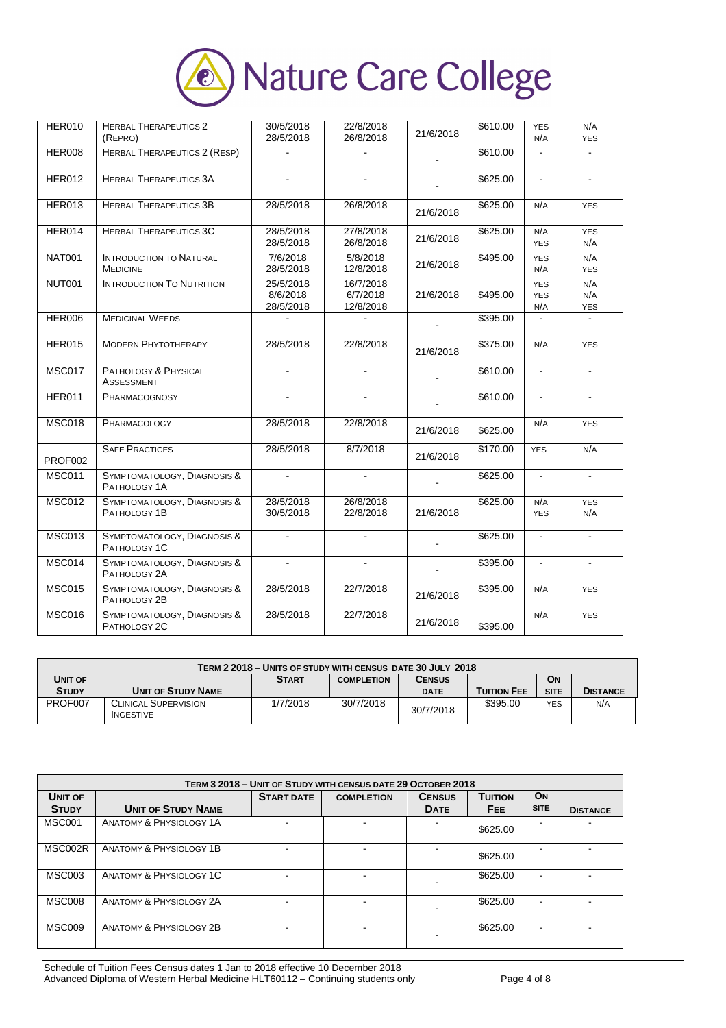# Nature Care College

| | | | | | | | |
|---|---|---|---|---|---|---|---|
| HER010 | Herbal Therapeutics 2 (Repro) | 30/5/2018<br>28/5/2018 | 22/8/2018<br>26/8/2018 | 21/6/2018 | $610.00 | YES<br>N/A | N/A<br>YES |
| HER008 | Herbal Therapeutics 2 (Resp) | - | - | - | $610.00 | - | - |
| HER012 | Herbal Therapeutics 3A | - | - | - | $625.00 | - | - |
| HER013 | Herbal Therapeutics 3B | 28/5/2018 | 26/8/2018 | 21/6/2018 | $625.00 | N/A | YES |
| HER014 | Herbal Therapeutics 3C | 28/5/2018<br>28/5/2018 | 27/8/2018<br>26/8/2018 | 21/6/2018 | $625.00 | N/A<br>YES | YES<br>N/A |
| NAT001 | Introduction to Natural Medicine | 7/6/2018<br>28/5/2018 | 5/8/2018<br>12/8/2018 | 21/6/2018 | $495.00 | YES<br>N/A | N/A<br>YES |
| NUT001 | Introduction To Nutrition | 25/5/2018<br>8/6/2018<br>28/5/2018 | 16/7/2018<br>6/7/2018<br>12/8/2018 | 21/6/2018 | $495.00 | YES<br>YES<br>N/A | N/A<br>N/A<br>YES |
| HER006 | Medicinal Weeds | - | - | - | $395.00 | - | - |
| HER015 | Modern Phytotherapy | 28/5/2018 | 22/8/2018 | 21/6/2018 | $375.00 | N/A | YES |
| MSC017 | Pathology & Physical Assessment | - | - | - | $610.00 | - | - |
| HER011 | Pharmacognosy | - | - | - | $610.00 | - | - |
| MSC018 | Pharmacology | 28/5/2018 | 22/8/2018 | 21/6/2018 | $625.00 | N/A | YES |
| PROF002 | Safe Practices | 28/5/2018 | 8/7/2018 | 21/6/2018 | $170.00 | YES | N/A |
| MSC011 | Symptomatology, Diagnosis & Pathology 1A | - | - | - | $625.00 | - | - |
| MSC012 | Symptomatology, Diagnosis & Pathology 1B | 28/5/2018<br>30/5/2018 | 26/8/2018<br>22/8/2018 | 21/6/2018 | $625.00 | N/A<br>YES | YES<br>N/A |
| MSC013 | Symptomatology, Diagnosis & Pathology 1C | - | - | - | $625.00 | - | - |
| MSC014 | Symptomatology, Diagnosis & Pathology 2A | - | - | - | $395.00 | - | - |
| MSC015 | Symptomatology, Diagnosis & Pathology 2B | 28/5/2018 | 22/7/2018 | 21/6/2018 | $395.00 | N/A | YES |
| MSC016 | Symptomatology, Diagnosis & Pathology 2C | 28/5/2018 | 22/7/2018 | 21/6/2018 | $395.00 | N/A | YES |

| Term 2 2018 – Units of Study with Census Date 30 July 2018 | | | | | | | |
|---|---|---|---|---|---|---|---|
| Unit of Study | Unit of Study Name | Start | Completion | Census Date | Tuition Fee | On Site | Distance |
| PROF007 | Clinical Supervision Ingestive | 1/7/2018 | 30/7/2018 | 30/7/2018 | $395.00 | YES | N/A |

| Term 3 2018 – Unit of Study with Census Date 29 October 2018 | | | | | | | |
|---|---|---|---|---|---|---|---|
| Unit of Study | Unit of Study Name | Start Date | Completion | Census Date | Tuition Fee | On Site | Distance |
| MSC001 | Anatomy & Physiology 1A | - | - | - | $625.00 | - | - |
| MSC002R | Anatomy & Physiology 1B | - | - | - | $625.00 | - | - |
| MSC003 | Anatomy & Physiology 1C | - | - | - | $625.00 | - | - |
| MSC008 | Anatomy & Physiology 2A | - | - | - | $625.00 | - | - |
| MSC009 | Anatomy & Physiology 2B | - | - | - | $625.00 | - | - |

Schedule of Tuition Fees Census dates 1 Jan to 2018 effective 10 December 2018
Advanced Diploma of Western Herbal Medicine HLT60112 – Continuing students only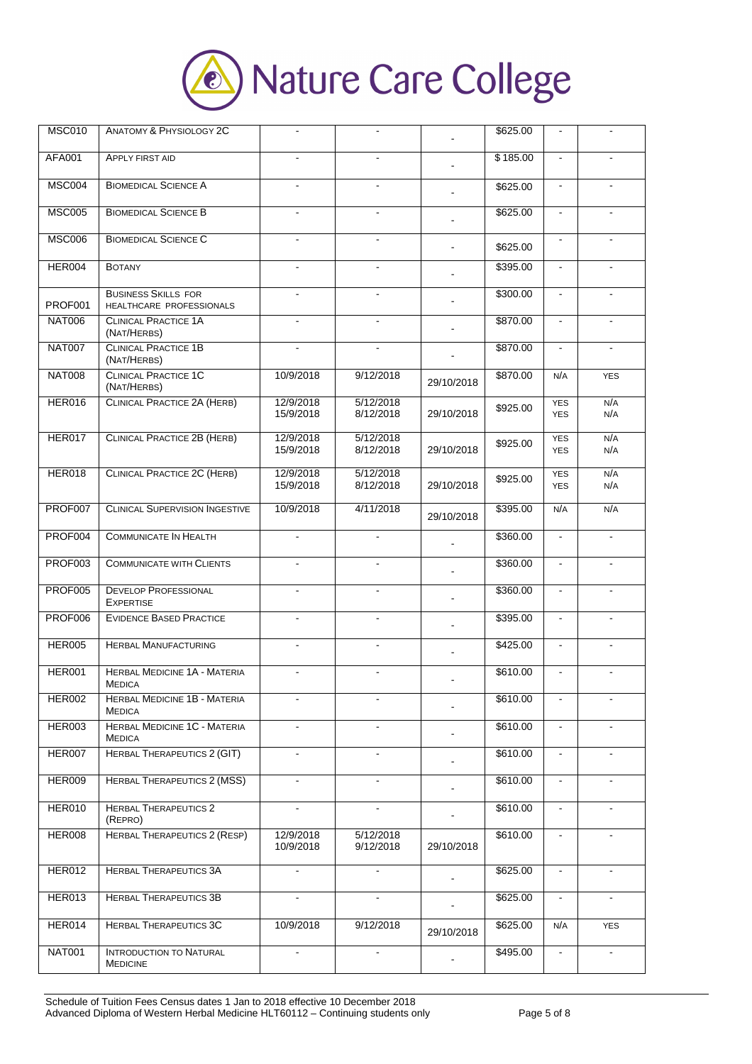| MSC010 | Anatomy & Physiology 2C | - | - | - | $625.00 | - | - |
|---|---|---|---|---|---|---|---|
| AFA001 | Apply First Aid | - | - | - | $ 185.00 | - | - |
| MSC004 | Biomedical Science A | - | - | - | $625.00 | - | - |
| MSC005 | Biomedical Science B | - | - | - | $625.00 | - | - |
| MSC006 | Biomedical Science C | - | - | - | $625.00 | - | - |
| HER004 | Botany | - | - | - | $395.00 | - | - |
| PROF001 | Business Skills for Healthcare Professionals | - | - | - | $300.00 | - | - |
| NAT006 | Clinical Practice 1A (Nat/Herbs) | - | - | - | $870.00 | - | - |
| NAT007 | Clinical Practice 1B (Nat/Herbs) | - | - | - | $870.00 | - | - |
| NAT008 | Clinical Practice 1C (Nat/Herbs) | 10/9/2018 | 9/12/2018 | 29/10/2018 | $870.00 | N/A | YES |
| HER016 | Clinical Practice 2A (Herb) | 12/9/2018<br>15/9/2018 | 5/12/2018<br>8/12/2018 | 29/10/2018 | $925.00 | YES<br>YES | N/A<br>N/A |
| HER017 | Clinical Practice 2B (Herb) | 12/9/2018<br>15/9/2018 | 5/12/2018<br>8/12/2018 | 29/10/2018 | $925.00 | YES<br>YES | N/A<br>N/A |
| HER018 | Clinical Practice 2C (Herb) | 12/9/2018<br>15/9/2018 | 5/12/2018<br>8/12/2018 | 29/10/2018 | $925.00 | YES<br>YES | N/A<br>N/A |
| PROF007 | Clinical Supervision Ingestive | 10/9/2018 | 4/11/2018 | 29/10/2018 | $395.00 | N/A | N/A |
| PROF004 | Communicate In Health | - | - | - | $360.00 | - | - |
| PROF003 | Communicate with Clients | - | - | - | $360.00 | - | - |
| PROF005 | Develop Professional Expertise | - | - | - | $360.00 | - | - |
| PROF006 | Evidence Based Practice | - | - | - | $395.00 | - | - |
| HER005 | Herbal Manufacturing | - | - | - | $425.00 | - | - |
| HER001 | Herbal Medicine 1A - Materia Medica | - | - | - | $610.00 | - | - |
| HER002 | Herbal Medicine 1B - Materia Medica | - | - | - | $610.00 | - | - |
| HER003 | Herbal Medicine 1C - Materia Medica | - | - | - | $610.00 | - | - |
| HER007 | Herbal Therapeutics 2 (GIT) | - | - | - | $610.00 | - | - |
| HER009 | Herbal Therapeutics 2 (MSS) | - | - | - | $610.00 | - | - |
| HER010 | Herbal Therapeutics 2 (Repro) | - | - | - | $610.00 | - | - |
| HER008 | Herbal Therapeutics 2 (Resp) | 12/9/2018<br>10/9/2018 | 5/12/2018<br>9/12/2018 | 29/10/2018 | $610.00 | - | - |
| HER012 | Herbal Therapeutics 3A | - | - | - | $625.00 | - | - |
| HER013 | Herbal Therapeutics 3B | - | - | - | $625.00 | - | - |
| HER014 | Herbal Therapeutics 3C | 10/9/2018 | 9/12/2018 | 29/10/2018 | $625.00 | N/A | YES |
| NAT001 | Introduction to Natural Medicine | - | - | - | $495.00 | - | - |

Schedule of Tuition Fees Census dates 1 Jan to 2018 effective 10 December 2018
Advanced Diploma of Western Herbal Medicine HLT60112 – Continuing students only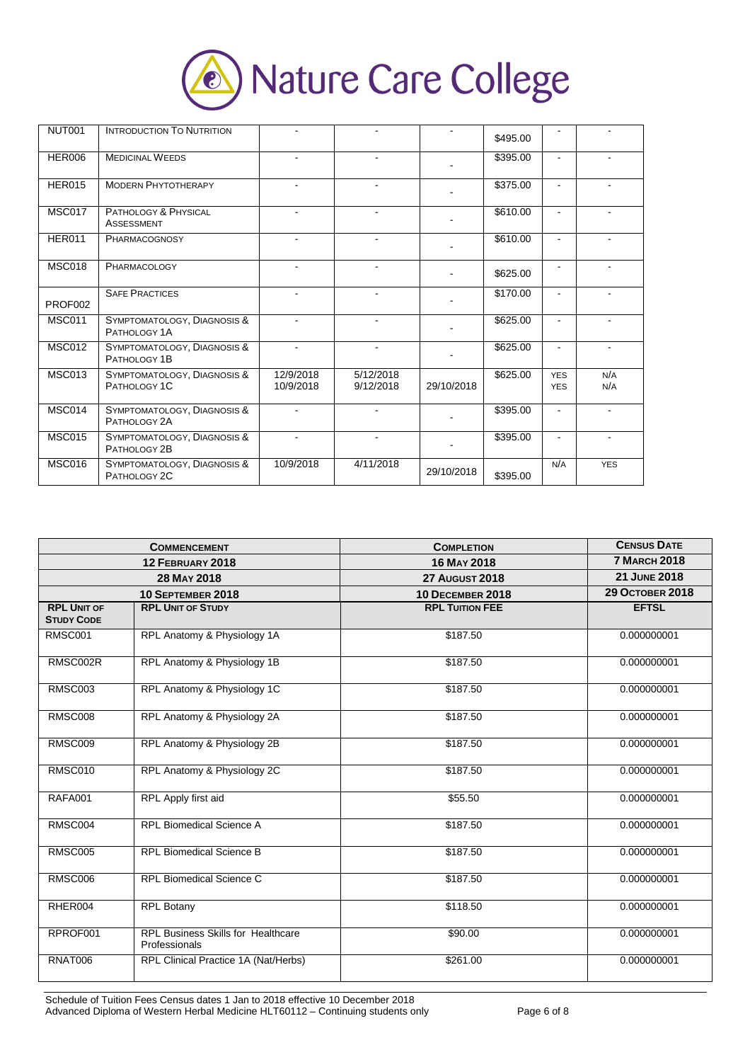# Nature Care College

| | | | | | | | |
|---|---|---|---|---|---|---|---|
| NUT001 | Introduction To Nutrition | - | - | - | $495.00 | - | - |
| HER006 | Medicinal Weeds | - | - | - | $395.00 | - | - |
| HER015 | Modern Phytotherapy | - | - | - | $375.00 | - | - |
| MSC017 | Pathology & Physical Assessment | - | - | - | $610.00 | - | - |
| HER011 | Pharmacognosy | - | - | - | $610.00 | - | - |
| MSC018 | Pharmacology | - | - | - | $625.00 | - | - |
| PROF002 | Safe Practices | - | - | - | $170.00 | - | - |
| MSC011 | Symptomatology, Diagnosis & Pathology 1A | - | - | - | $625.00 | - | - |
| MSC012 | Symptomatology, Diagnosis & Pathology 1B | - | - | - | $625.00 | - | - |
| MSC013 | Symptomatology, Diagnosis & Pathology 1C | 12/9/2018<br>10/9/2018 | 5/12/2018<br>9/12/2018 | 29/10/2018 | $625.00 | YES<br>YES | N/A<br>N/A |
| MSC014 | Symptomatology, Diagnosis & Pathology 2A | - | - | - | $395.00 | - | - |
| MSC015 | Symptomatology, Diagnosis & Pathology 2B | - | - | - | $395.00 | - | - |
| MSC016 | Symptomatology, Diagnosis & Pathology 2C | 10/9/2018 | 4/11/2018 | 29/10/2018 | $395.00 | N/A | YES |

| Commencement | | Completion | Census Date |
|---|---|---|---|
| 12 February 2018 | | 16 May 2018 | 7 March 2018 |
| 28 May 2018 | | 27 August 2018 | 21 June 2018 |
| 10 September 2018 | | 10 December 2018 | 29 October 2018 |
| **RPL Unit of Study Code** | **RPL Unit of Study** | **RPL Tuition Fee** | **EFTSL** |
| RMSC001 | RPL Anatomy & Physiology 1A | $187.50 | 0.000000001 |
| RMSC002R | RPL Anatomy & Physiology 1B | $187.50 | 0.000000001 |
| RMSC003 | RPL Anatomy & Physiology 1C | $187.50 | 0.000000001 |
| RMSC008 | RPL Anatomy & Physiology 2A | $187.50 | 0.000000001 |
| RMSC009 | RPL Anatomy & Physiology 2B | $187.50 | 0.000000001 |
| RMSC010 | RPL Anatomy & Physiology 2C | $187.50 | 0.000000001 |
| RAFA001 | RPL Apply first aid | $55.50 | 0.000000001 |
| RMSC004 | RPL Biomedical Science A | $187.50 | 0.000000001 |
| RMSC005 | RPL Biomedical Science B | $187.50 | 0.000000001 |
| RMSC006 | RPL Biomedical Science C | $187.50 | 0.000000001 |
| RHER004 | RPL Botany | $118.50 | 0.000000001 |
| RPROF001 | RPL Business Skills for Healthcare Professionals | $90.00 | 0.000000001 |
| RNAT006 | RPL Clinical Practice 1A (Nat/Herbs) | $261.00 | 0.000000001 |

Schedule of Tuition Fees Census dates 1 Jan to 2018 effective 10 December 2018
Advanced Diploma of Western Herbal Medicine HLT60112 – Continuing students only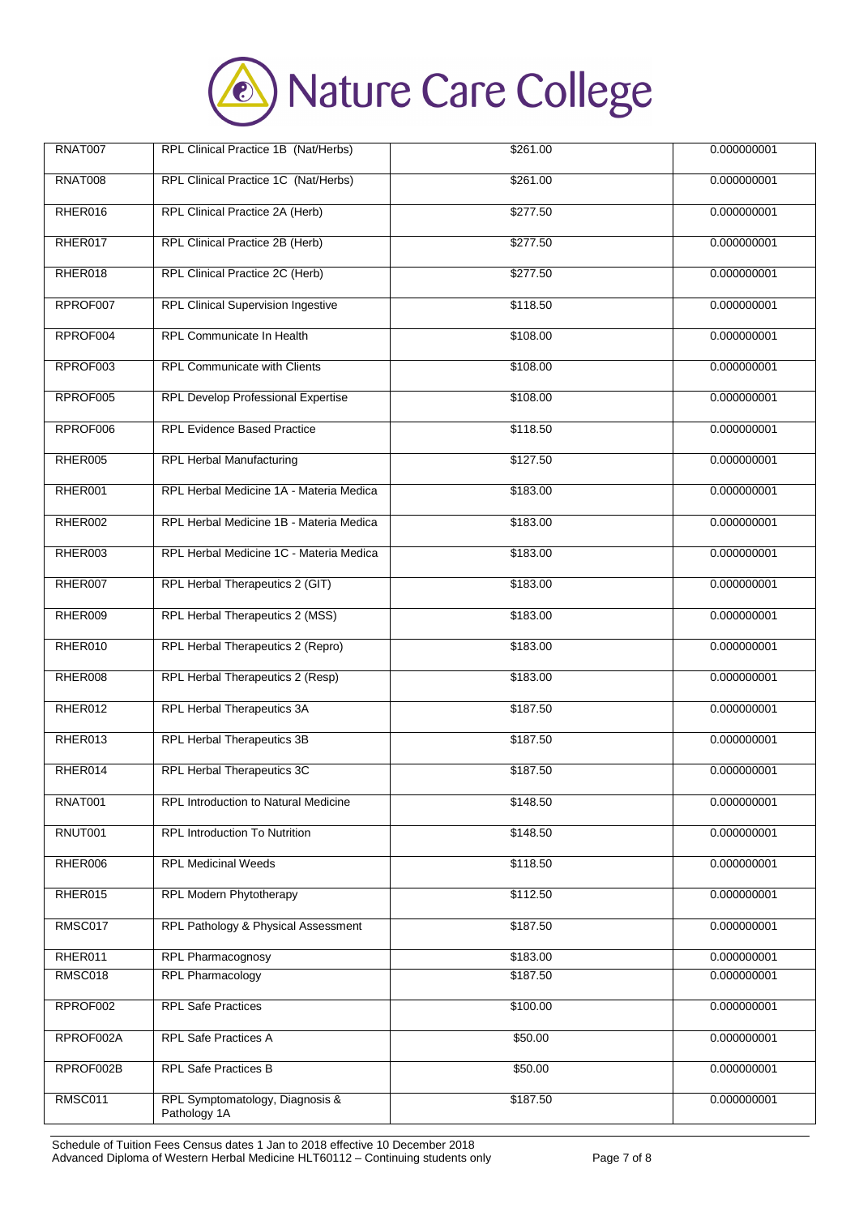| RNAT007 | RPL Clinical Practice 1B (Nat/Herbs) | $261.00 | 0.000000001 |
|---|---|---|---|
| RNAT008 | RPL Clinical Practice 1C (Nat/Herbs) | $261.00 | 0.000000001 |
| RHER016 | RPL Clinical Practice 2A (Herb) | $277.50 | 0.000000001 |
| RHER017 | RPL Clinical Practice 2B (Herb) | $277.50 | 0.000000001 |
| RHER018 | RPL Clinical Practice 2C (Herb) | $277.50 | 0.000000001 |
| RPROF007 | RPL Clinical Supervision Ingestive | $118.50 | 0.000000001 |
| RPROF004 | RPL Communicate In Health | $108.00 | 0.000000001 |
| RPROF003 | RPL Communicate with Clients | $108.00 | 0.000000001 |
| RPROF005 | RPL Develop Professional Expertise | $108.00 | 0.000000001 |
| RPROF006 | RPL Evidence Based Practice | $118.50 | 0.000000001 |
| RHER005 | RPL Herbal Manufacturing | $127.50 | 0.000000001 |
| RHER001 | RPL Herbal Medicine 1A - Materia Medica | $183.00 | 0.000000001 |
| RHER002 | RPL Herbal Medicine 1B - Materia Medica | $183.00 | 0.000000001 |
| RHER003 | RPL Herbal Medicine 1C - Materia Medica | $183.00 | 0.000000001 |
| RHER007 | RPL Herbal Therapeutics 2 (GIT) | $183.00 | 0.000000001 |
| RHER009 | RPL Herbal Therapeutics 2 (MSS) | $183.00 | 0.000000001 |
| RHER010 | RPL Herbal Therapeutics 2 (Repro) | $183.00 | 0.000000001 |
| RHER008 | RPL Herbal Therapeutics 2 (Resp) | $183.00 | 0.000000001 |
| RHER012 | RPL Herbal Therapeutics 3A | $187.50 | 0.000000001 |
| RHER013 | RPL Herbal Therapeutics 3B | $187.50 | 0.000000001 |
| RHER014 | RPL Herbal Therapeutics 3C | $187.50 | 0.000000001 |
| RNAT001 | RPL Introduction to Natural Medicine | $148.50 | 0.000000001 |
| RNUT001 | RPL Introduction To Nutrition | $148.50 | 0.000000001 |
| RHER006 | RPL Medicinal Weeds | $118.50 | 0.000000001 |
| RHER015 | RPL Modern Phytotherapy | $112.50 | 0.000000001 |
| RMSC017 | RPL Pathology & Physical Assessment | $187.50 | 0.000000001 |
| RHER011 | RPL Pharmacognosy | $183.00 | 0.000000001 |
| RMSC018 | RPL Pharmacology | $187.50 | 0.000000001 |
| RPROF002 | RPL Safe Practices | $100.00 | 0.000000001 |
| RPROF002A | RPL Safe Practices A | $50.00 | 0.000000001 |
| RPROF002B | RPL Safe Practices B | $50.00 | 0.000000001 |
| RMSC011 | RPL Symptomatology, Diagnosis & Pathology 1A | $187.50 | 0.000000001 |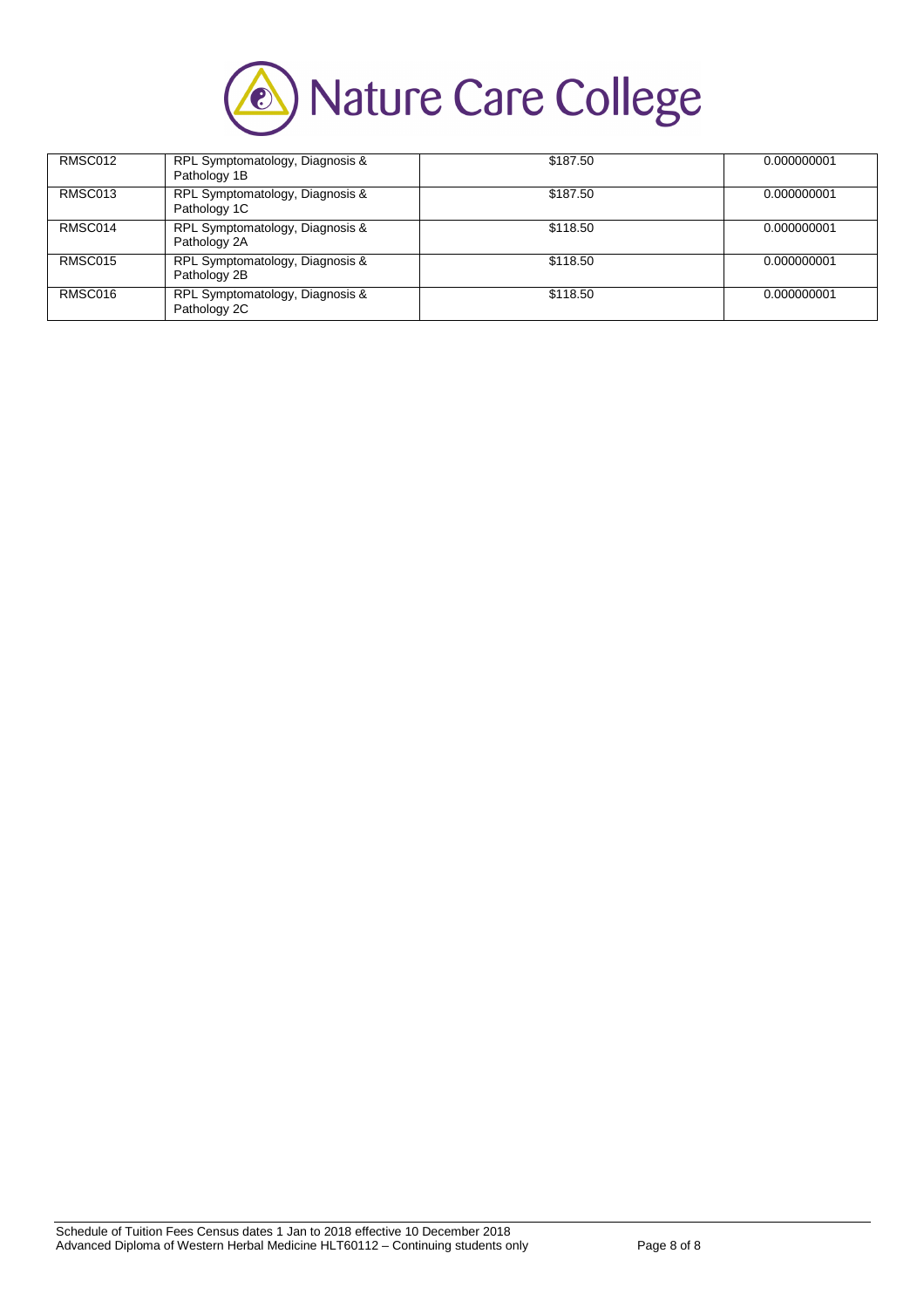| | | | |
|---|---|---|---|
| RMSC012 | RPL Symptomatology, Diagnosis & Pathology 1B | $187.50 | 0.000000001 |
| RMSC013 | RPL Symptomatology, Diagnosis & Pathology 1C | $187.50 | 0.000000001 |
| RMSC014 | RPL Symptomatology, Diagnosis & Pathology 2A | $118.50 | 0.000000001 |
| RMSC015 | RPL Symptomatology, Diagnosis & Pathology 2B | $118.50 | 0.000000001 |
| RMSC016 | RPL Symptomatology, Diagnosis & Pathology 2C | $118.50 | 0.000000001 |